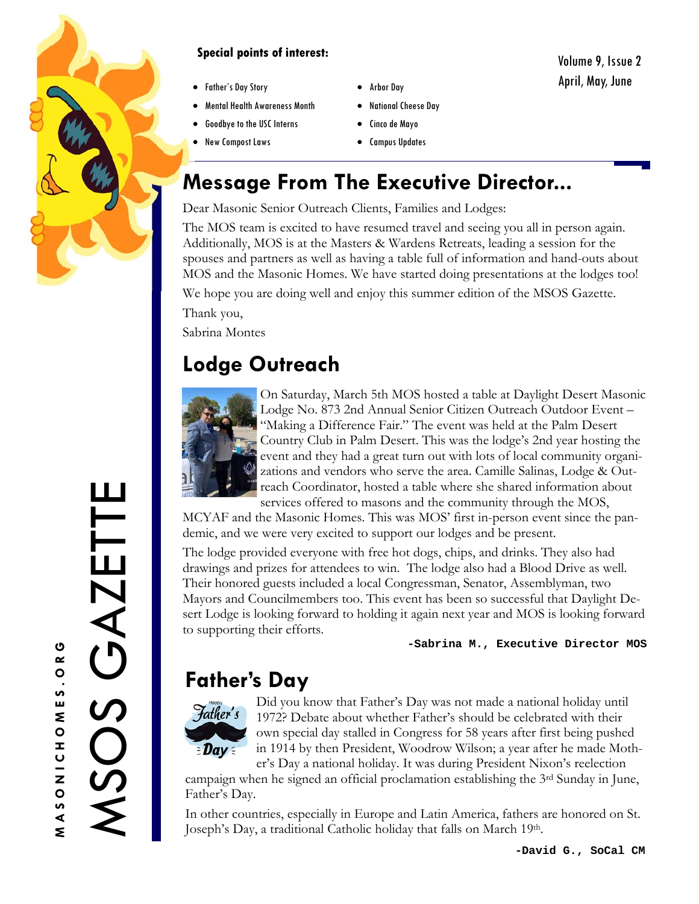# MSOS GAZETTE

MASONICHOMES.ORG

**Special points of interest:**

- Father's Day Story
- Mental Health Awareness Month
- Goodbye to the USC Interns
- New Compost Laws
- Arbor Day
- National Cheese Day
- Cinco de Mayo
- Campus Updates

Volume 9, Issue 2
April, May, June

## Message From The Executive Director...

Dear Masonic Senior Outreach Clients, Families and Lodges:

The MOS team is excited to have resumed travel and seeing you all in person again. Additionally, MOS is at the Masters & Wardens Retreats, leading a session for the spouses and partners as well as having a table full of information and hand-outs about MOS and the Masonic Homes. We have started doing presentations at the lodges too!

We hope you are doing well and enjoy this summer edition of the MSOS Gazette.

Thank you,

Sabrina Montes

## Lodge Outreach

On Saturday, March 5th MOS hosted a table at Daylight Desert Masonic Lodge No. 873 2nd Annual Senior Citizen Outreach Outdoor Event – "Making a Difference Fair." The event was held at the Palm Desert Country Club in Palm Desert. This was the lodge's 2nd year hosting the event and they had a great turn out with lots of local community organizations and vendors who serve the area. Camille Salinas, Lodge & Outreach Coordinator, hosted a table where she shared information about services offered to masons and the community through the MOS, MCYAF and the Masonic Homes. This was MOS' first in-person event since the pandemic, and we were very excited to support our lodges and be present.

The lodge provided everyone with free hot dogs, chips, and drinks. They also had drawings and prizes for attendees to win. The lodge also had a Blood Drive as well. Their honored guests included a local Congressman, Senator, Assemblyman, two Mayors and Councilmembers too. This event has been so successful that Daylight Desert Lodge is looking forward to holding it again next year and MOS is looking forward to supporting their efforts.

**-Sabrina M., Executive Director MOS**

## Father's Day

Did you know that Father's Day was not made a national holiday until 1972? Debate about whether Father's should be celebrated with their own special day stalled in Congress for 58 years after first being pushed in 1914 by then President, Woodrow Wilson; a year after he made Mother's Day a national holiday. It was during President Nixon's reelection campaign when he signed an official proclamation establishing the 3rd Sunday in June, Father's Day.

In other countries, especially in Europe and Latin America, fathers are honored on St. Joseph's Day, a traditional Catholic holiday that falls on March 19th.

**-David G., SoCal CM**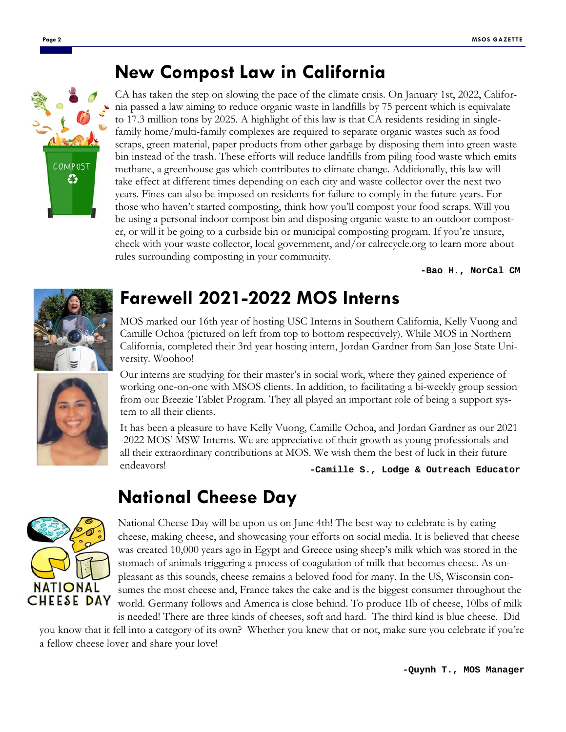## New Compost Law in California

CA has taken the step on slowing the pace of the climate crisis. On January 1st, 2022, California passed a law aiming to reduce organic waste in landfills by 75 percent which is equivalate to 17.3 million tons by 2025. A highlight of this law is that CA residents residing in single-family home/multi-family complexes are required to separate organic wastes such as food scraps, green material, paper products from other garbage by disposing them into green waste bin instead of the trash. These efforts will reduce landfills from piling food waste which emits methane, a greenhouse gas which contributes to climate change. Additionally, this law will take effect at different times depending on each city and waste collector over the next two years. Fines can also be imposed on residents for failure to comply in the future years. For those who haven't started composting, think how you'll compost your food scraps. Will you be using a personal indoor compost bin and disposing organic waste to an outdoor composter, or will it be going to a curbside bin or municipal composting program. If you're unsure, check with your waste collector, local government, and/or calrecycle.org to learn more about rules surrounding composting in your community.

**-Bao H., NorCal CM**

## Farewell 2021-2022 MOS Interns

MOS marked our 16th year of hosting USC Interns in Southern California, Kelly Vuong and Camille Ochoa (pictured on left from top to bottom respectively). While MOS in Northern California, completed their 3rd year hosting intern, Jordan Gardner from San Jose State University. Woohoo!

Our interns are studying for their master's in social work, where they gained experience of working one-on-one with MSOS clients. In addition, to facilitating a bi-weekly group session from our Breezie Tablet Program. They all played an important role of being a support system to all their clients.

It has been a pleasure to have Kelly Vuong, Camille Ochoa, and Jordan Gardner as our 2021-2022 MOS' MSW Interns. We are appreciative of their growth as young professionals and all their extraordinary contributions at MOS. We wish them the best of luck in their future endeavors!

**-Camille S., Lodge & Outreach Educator**

## National Cheese Day

National Cheese Day will be upon us on June 4th! The best way to celebrate is by eating cheese, making cheese, and showcasing your efforts on social media. It is believed that cheese was created 10,000 years ago in Egypt and Greece using sheep's milk which was stored in the stomach of animals triggering a process of coagulation of milk that becomes cheese. As unpleasant as this sounds, cheese remains a beloved food for many. In the US, Wisconsin consumes the most cheese and, France takes the cake and is the biggest consumer throughout the world. Germany follows and America is close behind. To produce 1lb of cheese, 10lbs of milk is needed! There are three kinds of cheeses, soft and hard. The third kind is blue cheese. Did you know that it fell into a category of its own? Whether you knew that or not, make sure you celebrate if you're a fellow cheese lover and share your love!

**-Quynh T., MOS Manager**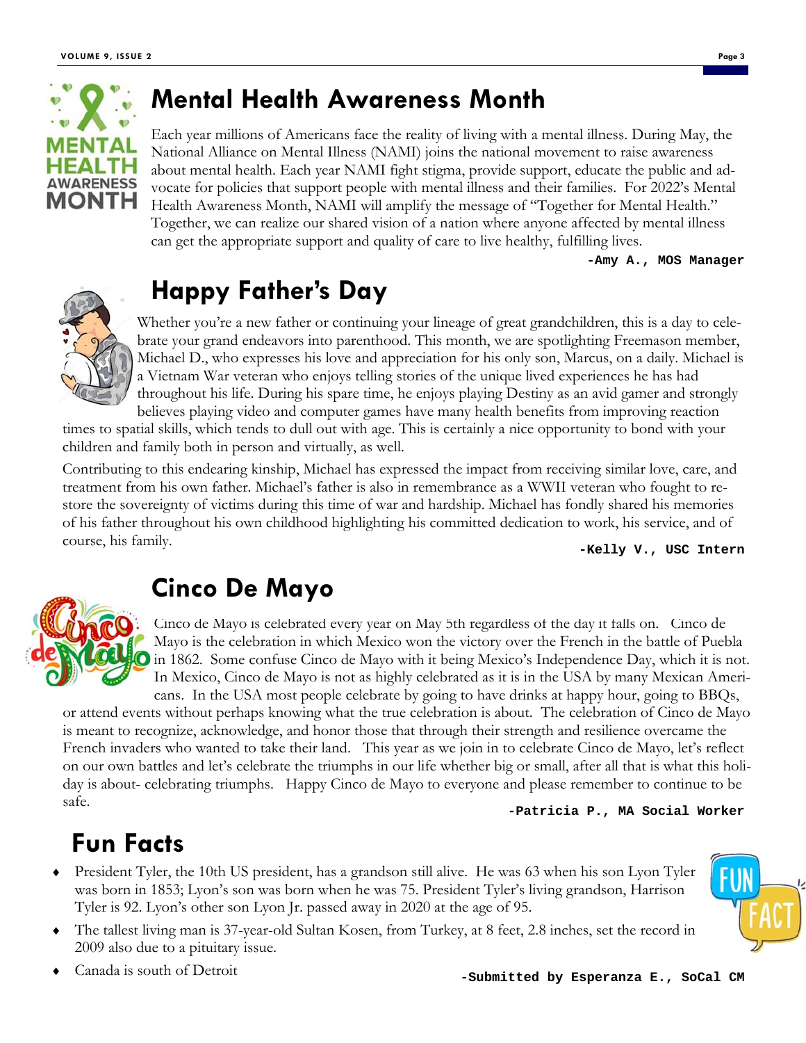## Mental Health Awareness Month

Each year millions of Americans face the reality of living with a mental illness. During May, the National Alliance on Mental Illness (NAMI) joins the national movement to raise awareness about mental health. Each year NAMI fight stigma, provide support, educate the public and advocate for policies that support people with mental illness and their families. For 2022's Mental Health Awareness Month, NAMI will amplify the message of "Together for Mental Health." Together, we can realize our shared vision of a nation where anyone affected by mental illness can get the appropriate support and quality of care to live healthy, fulfilling lives.

**-Amy A., MOS Manager**

## Happy Father's Day

Whether you're a new father or continuing your lineage of great grandchildren, this is a day to celebrate your grand endeavors into parenthood. This month, we are spotlighting Freemason member, Michael D., who expresses his love and appreciation for his only son, Marcus, on a daily. Michael is a Vietnam War veteran who enjoys telling stories of the unique lived experiences he has had throughout his life. During his spare time, he enjoys playing Destiny as an avid gamer and strongly believes playing video and computer games have many health benefits from improving reaction times to spatial skills, which tends to dull out with age. This is certainly a nice opportunity to bond with your children and family both in person and virtually, as well.

Contributing to this endearing kinship, Michael has expressed the impact from receiving similar love, care, and treatment from his own father. Michael's father is also in remembrance as a WWII veteran who fought to restore the sovereignty of victims during this time of war and hardship. Michael has fondly shared his memories of his father throughout his own childhood highlighting his committed dedication to work, his service, and of course, his family.

**-Kelly V., USC Intern**

## Cinco De Mayo

Cinco de Mayo is celebrated every year on May 5th regardless of the day it falls on. Cinco de Mayo is the celebration in which Mexico won the victory over the French in the battle of Puebla in 1862. Some confuse Cinco de Mayo with it being Mexico's Independence Day, which it is not. In Mexico, Cinco de Mayo is not as highly celebrated as it is in the USA by many Mexican Americans. In the USA most people celebrate by going to have drinks at happy hour, going to BBQs, or attend events without perhaps knowing what the true celebration is about. The celebration of Cinco de Mayo is meant to recognize, acknowledge, and honor those that through their strength and resilience overcame the French invaders who wanted to take their land. This year as we join in to celebrate Cinco de Mayo, let's reflect on our own battles and let's celebrate the triumphs in our life whether big or small, after all that is what this holiday is about- celebrating triumphs. Happy Cinco de Mayo to everyone and please remember to continue to be safe.

**-Patricia P., MA Social Worker**

## Fun Facts

- President Tyler, the 10th US president, has a grandson still alive. He was 63 when his son Lyon Tyler was born in 1853; Lyon's son was born when he was 75. President Tyler's living grandson, Harrison Tyler is 92. Lyon's other son Lyon Jr. passed away in 2020 at the age of 95.
- The tallest living man is 37-year-old Sultan Kosen, from Turkey, at 8 feet, 2.8 inches, set the record in 2009 also due to a pituitary issue.
- Canada is south of Detroit

**-Submitted by Esperanza E., SoCal CM**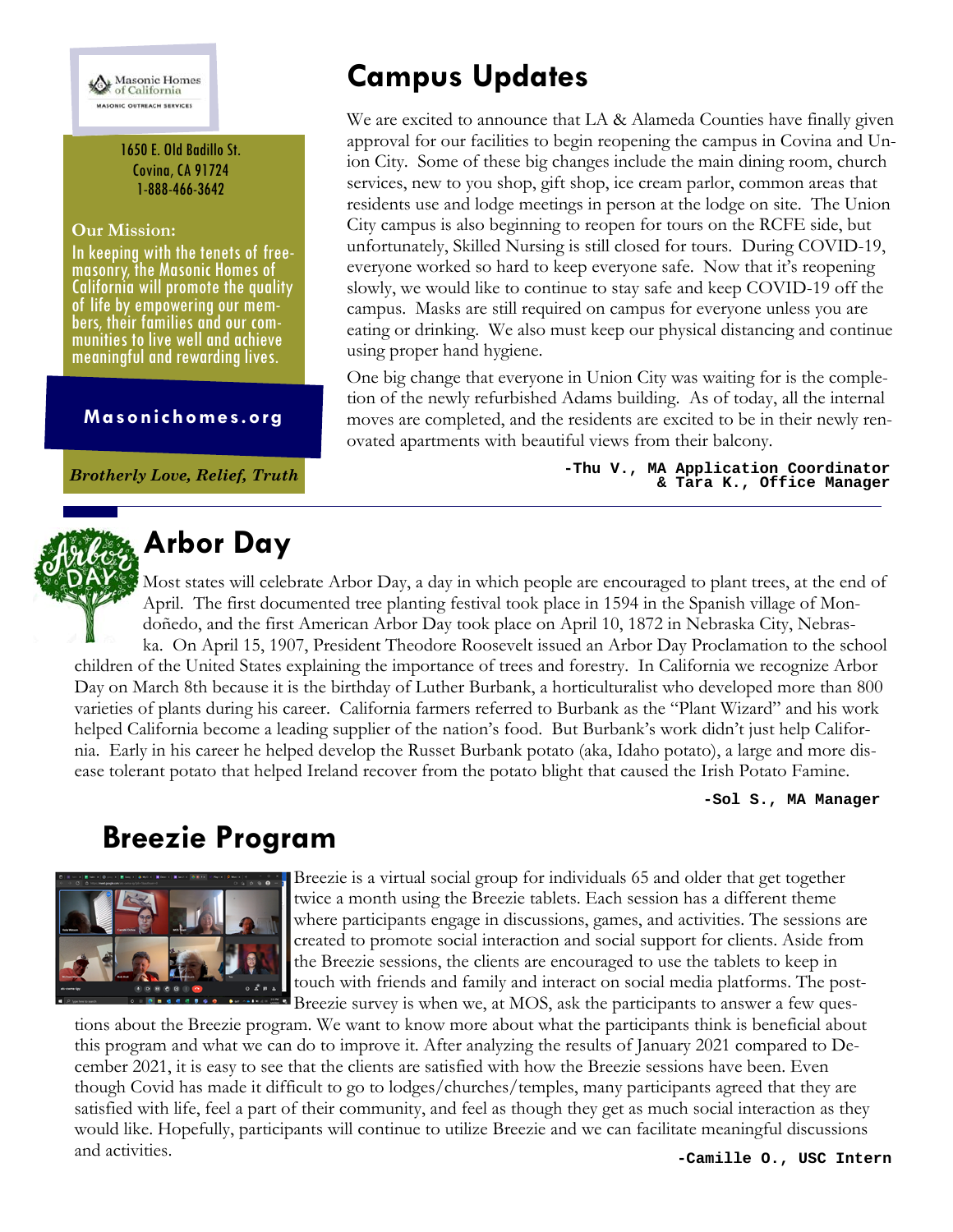Masonic Homes of California
MASONIC OUTREACH SERVICES

1650 E. Old Badillo St.
Covina, CA 91724
1-888-466-3642

**Our Mission:**

In keeping with the tenets of freemasonry, the Masonic Homes of California will promote the quality of life by empowering our members, their families and our communities to live well and achieve meaningful and rewarding lives.

**Masonichomes.org**

*Brotherly Love, Relief, Truth*

## Campus Updates

We are excited to announce that LA & Alameda Counties have finally given approval for our facilities to begin reopening the campus in Covina and Union City. Some of these big changes include the main dining room, church services, new to you shop, gift shop, ice cream parlor, common areas that residents use and lodge meetings in person at the lodge on site. The Union City campus is also beginning to reopen for tours on the RCFE side, but unfortunately, Skilled Nursing is still closed for tours. During COVID-19, everyone worked so hard to keep everyone safe. Now that it's reopening slowly, we would like to continue to stay safe and keep COVID-19 off the campus. Masks are still required on campus for everyone unless you are eating or drinking. We also must keep our physical distancing and continue using proper hand hygiene.

One big change that everyone in Union City was waiting for is the completion of the newly refurbished Adams building. As of today, all the internal moves are completed, and the residents are excited to be in their newly renovated apartments with beautiful views from their balcony.

**-Thu V., MA Application Coordinator & Tara K., Office Manager**

## Arbor Day

Most states will celebrate Arbor Day, a day in which people are encouraged to plant trees, at the end of April. The first documented tree planting festival took place in 1594 in the Spanish village of Mondoñedo, and the first American Arbor Day took place on April 10, 1872 in Nebraska City, Nebraska. On April 15, 1907, President Theodore Roosevelt issued an Arbor Day Proclamation to the school children of the United States explaining the importance of trees and forestry. In California we recognize Arbor Day on March 8th because it is the birthday of Luther Burbank, a horticulturalist who developed more than 800 varieties of plants during his career. California farmers referred to Burbank as the "Plant Wizard" and his work helped California become a leading supplier of the nation's food. But Burbank's work didn't just help California. Early in his career he helped develop the Russet Burbank potato (aka, Idaho potato), a large and more disease tolerant potato that helped Ireland recover from the potato blight that caused the Irish Potato Famine.

**-Sol S., MA Manager**

## Breezie Program

Breezie is a virtual social group for individuals 65 and older that get together twice a month using the Breezie tablets. Each session has a different theme where participants engage in discussions, games, and activities. The sessions are created to promote social interaction and social support for clients. Aside from the Breezie sessions, the clients are encouraged to use the tablets to keep in touch with friends and family and interact on social media platforms. The post-Breezie survey is when we, at MOS, ask the participants to answer a few questions about the Breezie program. We want to know more about what the participants think is beneficial about this program and what we can do to improve it. After analyzing the results of January 2021 compared to December 2021, it is easy to see that the clients are satisfied with how the Breezie sessions have been. Even though Covid has made it difficult to go to lodges/churches/temples, many participants agreed that they are satisfied with life, feel a part of their community, and feel as though they get as much social interaction as they would like. Hopefully, participants will continue to utilize Breezie and we can facilitate meaningful discussions and activities.

**-Camille O., USC Intern**